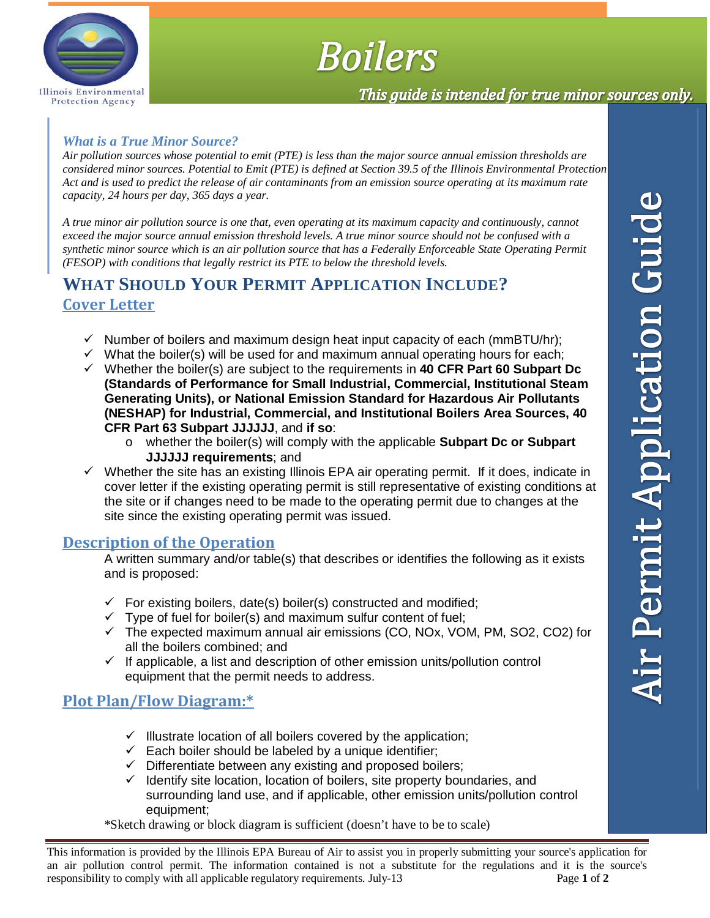# Boilers

*This guide is intended for true minor sources only.*

Air Permit Application Guide

Illinois Environmental Protection Agency

### *What is a True Minor Source?*

*Air pollution sources whose potential to emit (PTE) is less than the major source annual emission thresholds are considered minor sources. Potential to Emit (PTE) is defined at Section 39.5 of the Illinois Environmental Protection Act and is used to predict the release of air contaminants from an emission source operating at its maximum rate capacity, 24 hours per day, 365 days a year.*

*A true minor air pollution source is one that, even operating at its maximum capacity and continuously, cannot exceed the major source annual emission threshold levels. A true minor source should not be confused with a synthetic minor source which is an air pollution source that has a Federally Enforceable State Operating Permit (FESOP) with conditions that legally restrict its PTE to below the threshold levels.*

## WHAT SHOULD YOUR PERMIT APPLICATION INCLUDE?

### Cover Letter

- ✓ Number of boilers and maximum design heat input capacity of each (mmBTU/hr);
- ✓ What the boiler(s) will be used for and maximum annual operating hours for each;
- ✓ Whether the boiler(s) are subject to the requirements in **40 CFR Part 60 Subpart Dc (Standards of Performance for Small Industrial, Commercial, Institutional Steam Generating Units), or National Emission Standard for Hazardous Air Pollutants (NESHAP) for Industrial, Commercial, and Institutional Boilers Area Sources, 40 CFR Part 63 Subpart JJJJJJ**, and **if so**:
  - o whether the boiler(s) will comply with the applicable **Subpart Dc or Subpart JJJJJJ requirements**; and
- ✓ Whether the site has an existing Illinois EPA air operating permit. If it does, indicate in cover letter if the existing operating permit is still representative of existing conditions at the site or if changes need to be made to the operating permit due to changes at the site since the existing operating permit was issued.

### Description of the Operation

A written summary and/or table(s) that describes or identifies the following as it exists and is proposed:

- ✓ For existing boilers, date(s) boiler(s) constructed and modified;
- ✓ Type of fuel for boiler(s) and maximum sulfur content of fuel;
- ✓ The expected maximum annual air emissions (CO, NOx, VOM, PM, $SO_2$, $CO_2$) for all the boilers combined; and
- ✓ If applicable, a list and description of other emission units/pollution control equipment that the permit needs to address.

### Plot Plan/Flow Diagram:*

- ✓ Illustrate location of all boilers covered by the application;
- ✓ Each boiler should be labeled by a unique identifier;
- ✓ Differentiate between any existing and proposed boilers;
- ✓ Identify site location, location of boilers, site property boundaries, and surrounding land use, and if applicable, other emission units/pollution control equipment;

*Sketch drawing or block diagram is sufficient (doesn't have to be to scale)

This information is provided by the Illinois EPA Bureau of Air to assist you in properly submitting your source's application for an air pollution control permit. The information contained is not a substitute for the regulations and it is the source's responsibility to comply with all applicable regulatory requirements. July-13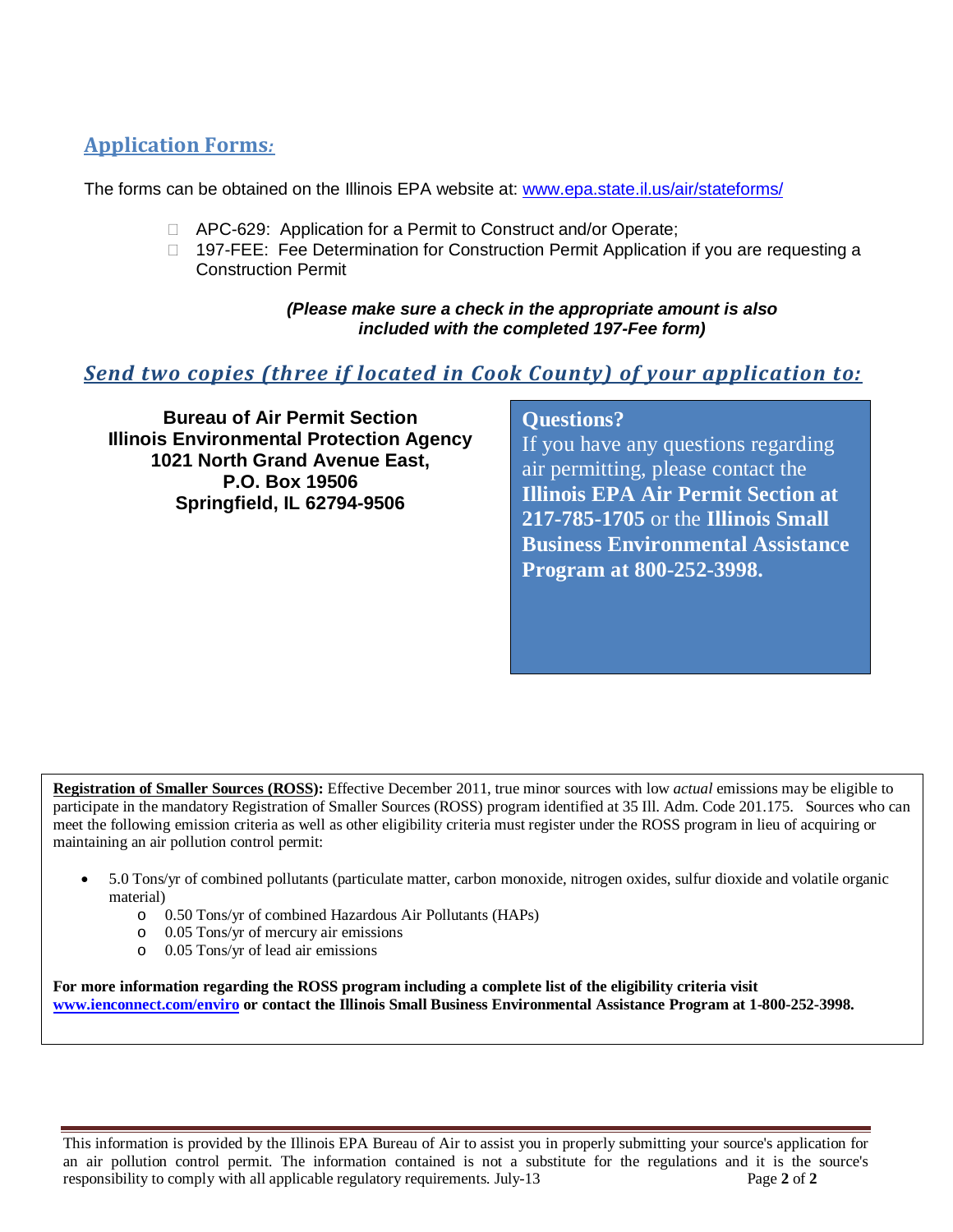## Application Forms*:*

The forms can be obtained on the Illinois EPA website at: [www.epa.state.il.us/air/stateforms/](http://www.epa.state.il.us/air/stateforms/)

- APC-629: Application for a Permit to Construct and/or Operate;
- 197-FEE: Fee Determination for Construction Permit Application if you are requesting a Construction Permit

***(Please make sure a check in the appropriate amount is also included with the completed 197-Fee form)***

## *Send two copies (three if located in Cook County) of your application to:*

**Bureau of Air Permit Section**
**Illinois Environmental Protection Agency**
**1021 North Grand Avenue East,**
**P.O. Box 19506**
**Springfield, IL 62794-9506**

**Questions?**
If you have any questions regarding air permitting, please contact the **Illinois EPA Air Permit Section at 217-785-1705** or the **Illinois Small Business Environmental Assistance Program at 800-252-3998.**

**Registration of Smaller Sources (ROSS):** Effective December 2011, true minor sources with low *actual* emissions may be eligible to participate in the mandatory Registration of Smaller Sources (ROSS) program identified at 35 Ill. Adm. Code 201.175. Sources who can meet the following emission criteria as well as other eligibility criteria must register under the ROSS program in lieu of acquiring or maintaining an air pollution control permit:

- 5.0 Tons/yr of combined pollutants (particulate matter, carbon monoxide, nitrogen oxides, sulfur dioxide and volatile organic material)
  - 0.50 Tons/yr of combined Hazardous Air Pollutants (HAPs)
  - 0.05 Tons/yr of mercury air emissions
  - 0.05 Tons/yr of lead air emissions

**For more information regarding the ROSS program including a complete list of the eligibility criteria visit [www.ienconnect.com/enviro](http://www.ienconnect.com/enviro) or contact the Illinois Small Business Environmental Assistance Program at 1-800-252-3998.**

This information is provided by the Illinois EPA Bureau of Air to assist you in properly submitting your source's application for an air pollution control permit. The information contained is not a substitute for the regulations and it is the source's responsibility to comply with all applicable regulatory requirements. July-13